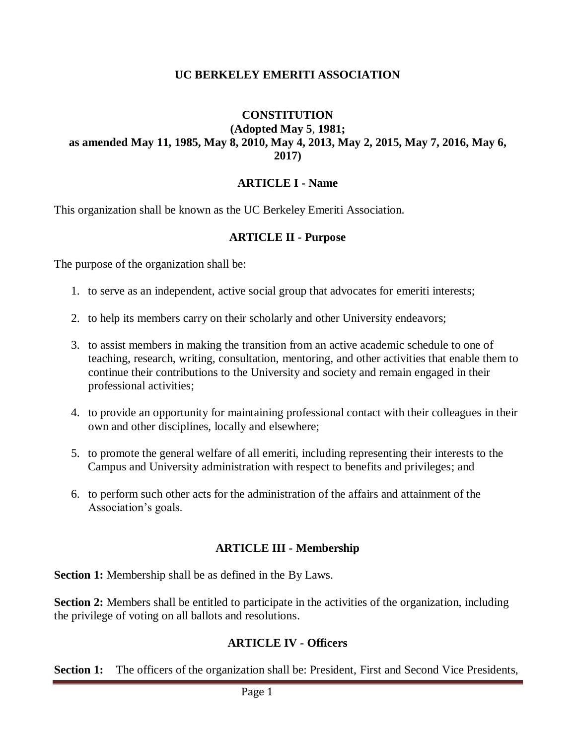# UC BERKELEY EMERITI ASSOCIATION

## CONSTITUTION
**(Adopted May 5, 1981;**
**as amended May 11, 1985, May 8, 2010, May 4, 2013, May 2, 2015, May 7, 2016, May 6, 2017)**

### ARTICLE I - Name

This organization shall be known as the UC Berkeley Emeriti Association.

### ARTICLE II - Purpose

The purpose of the organization shall be:

1. to serve as an independent, active social group that advocates for emeriti interests;
2. to help its members carry on their scholarly and other University endeavors;
3. to assist members in making the transition from an active academic schedule to one of teaching, research, writing, consultation, mentoring, and other activities that enable them to continue their contributions to the University and society and remain engaged in their professional activities;
4. to provide an opportunity for maintaining professional contact with their colleagues in their own and other disciplines, locally and elsewhere;
5. to promote the general welfare of all emeriti, including representing their interests to the Campus and University administration with respect to benefits and privileges; and
6. to perform such other acts for the administration of the affairs and attainment of the Association's goals.

### ARTICLE III - Membership

**Section 1:** Membership shall be as defined in the By Laws.

**Section 2:** Members shall be entitled to participate in the activities of the organization, including the privilege of voting on all ballots and resolutions.

### ARTICLE IV - Officers

**Section 1:** The officers of the organization shall be: President, First and Second Vice Presidents,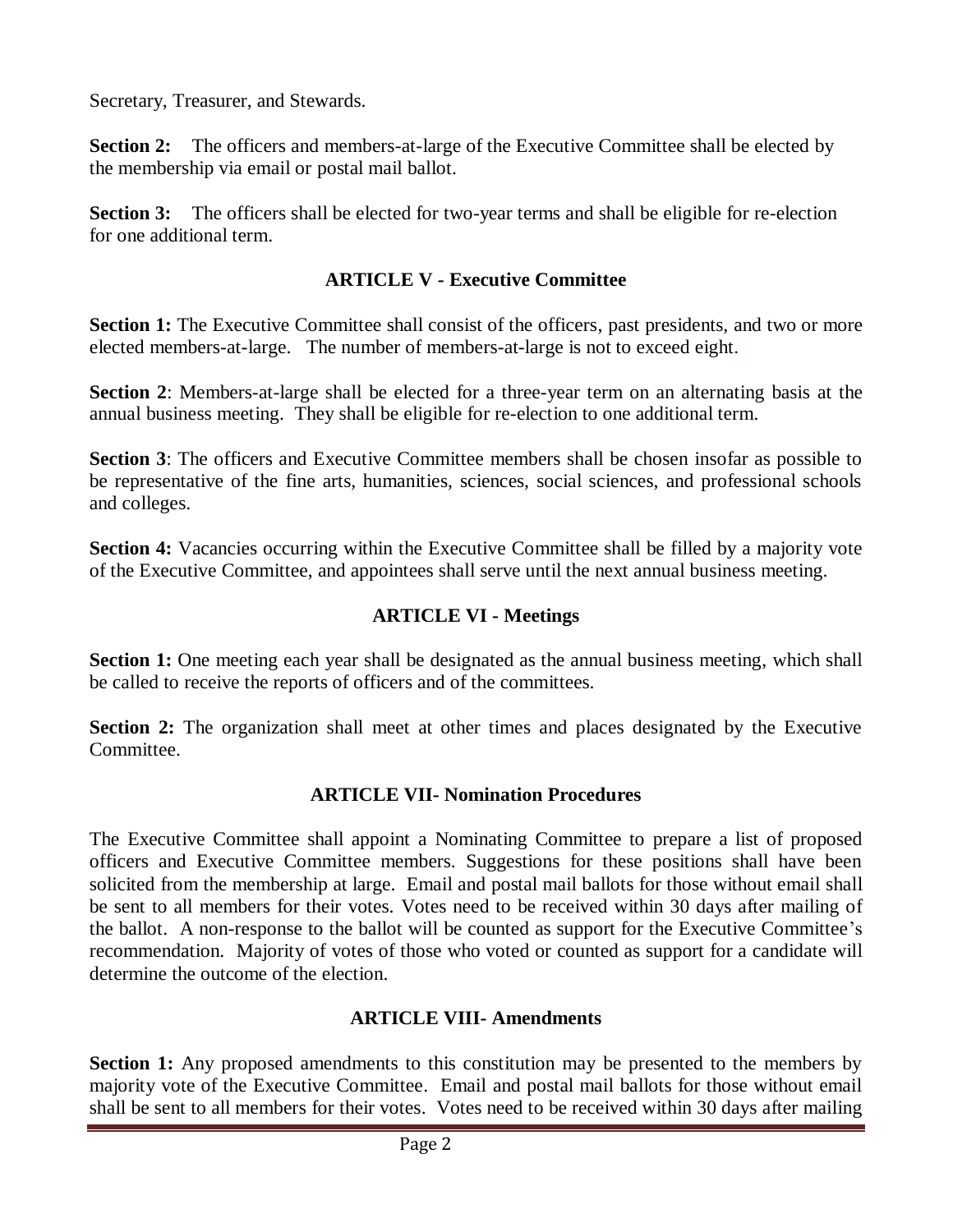Secretary, Treasurer, and Stewards.

**Section 2:** The officers and members-at-large of the Executive Committee shall be elected by the membership via email or postal mail ballot.

**Section 3:** The officers shall be elected for two-year terms and shall be eligible for re-election for one additional term.

## ARTICLE V - Executive Committee

**Section 1:** The Executive Committee shall consist of the officers, past presidents, and two or more elected members-at-large. The number of members-at-large is not to exceed eight.

**Section 2**: Members-at-large shall be elected for a three-year term on an alternating basis at the annual business meeting. They shall be eligible for re-election to one additional term.

**Section 3**: The officers and Executive Committee members shall be chosen insofar as possible to be representative of the fine arts, humanities, sciences, social sciences, and professional schools and colleges.

**Section 4:** Vacancies occurring within the Executive Committee shall be filled by a majority vote of the Executive Committee, and appointees shall serve until the next annual business meeting.

## ARTICLE VI - Meetings

**Section 1:** One meeting each year shall be designated as the annual business meeting, which shall be called to receive the reports of officers and of the committees.

**Section 2:** The organization shall meet at other times and places designated by the Executive Committee.

## ARTICLE VII- Nomination Procedures

The Executive Committee shall appoint a Nominating Committee to prepare a list of proposed officers and Executive Committee members. Suggestions for these positions shall have been solicited from the membership at large. Email and postal mail ballots for those without email shall be sent to all members for their votes. Votes need to be received within 30 days after mailing of the ballot. A non-response to the ballot will be counted as support for the Executive Committee's recommendation. Majority of votes of those who voted or counted as support for a candidate will determine the outcome of the election.

## ARTICLE VIII- Amendments

**Section 1:** Any proposed amendments to this constitution may be presented to the members by majority vote of the Executive Committee. Email and postal mail ballots for those without email shall be sent to all members for their votes. Votes need to be received within 30 days after mailing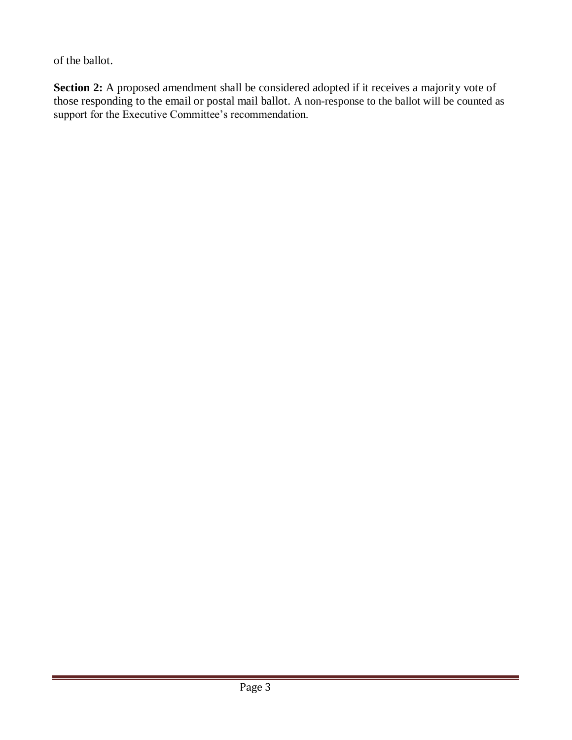of the ballot.

**Section 2:** A proposed amendment shall be considered adopted if it receives a majority vote of those responding to the email or postal mail ballot. A non-response to the ballot will be counted as support for the Executive Committee's recommendation.